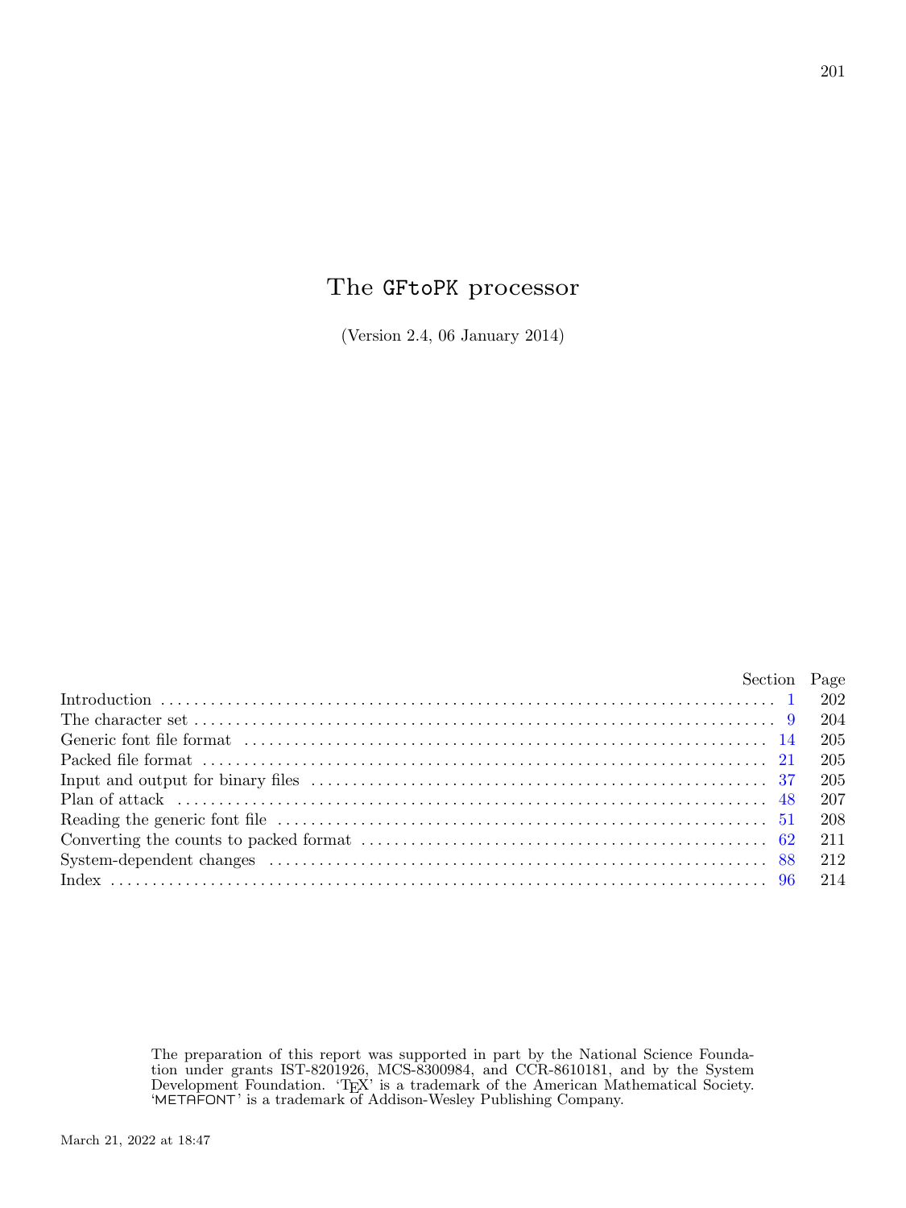# The GFtoPK processor

(Version 2.4, 06 January 2014)

| | Section | Page |
|---|---|---|
| Introduction | 1 | 202 |
| The character set | 9 | 204 |
| Generic font file format | 14 | 205 |
| Packed file format | 21 | 205 |
| Input and output for binary files | 37 | 205 |
| Plan of attack | 48 | 207 |
| Reading the generic font file | 51 | 208 |
| Converting the counts to packed format | 62 | 211 |
| System-dependent changes | 88 | 212 |
| Index | 96 | 214 |

The preparation of this report was supported in part by the National Science Foundation under grants IST-8201926, MCS-8300984, and CCR-8610181, and by the System Development Foundation. 'TEX' is a trademark of the American Mathematical Society. 'METAFONT' is a trademark of Addison-Wesley Publishing Company.

March 21, 2022 at 18:47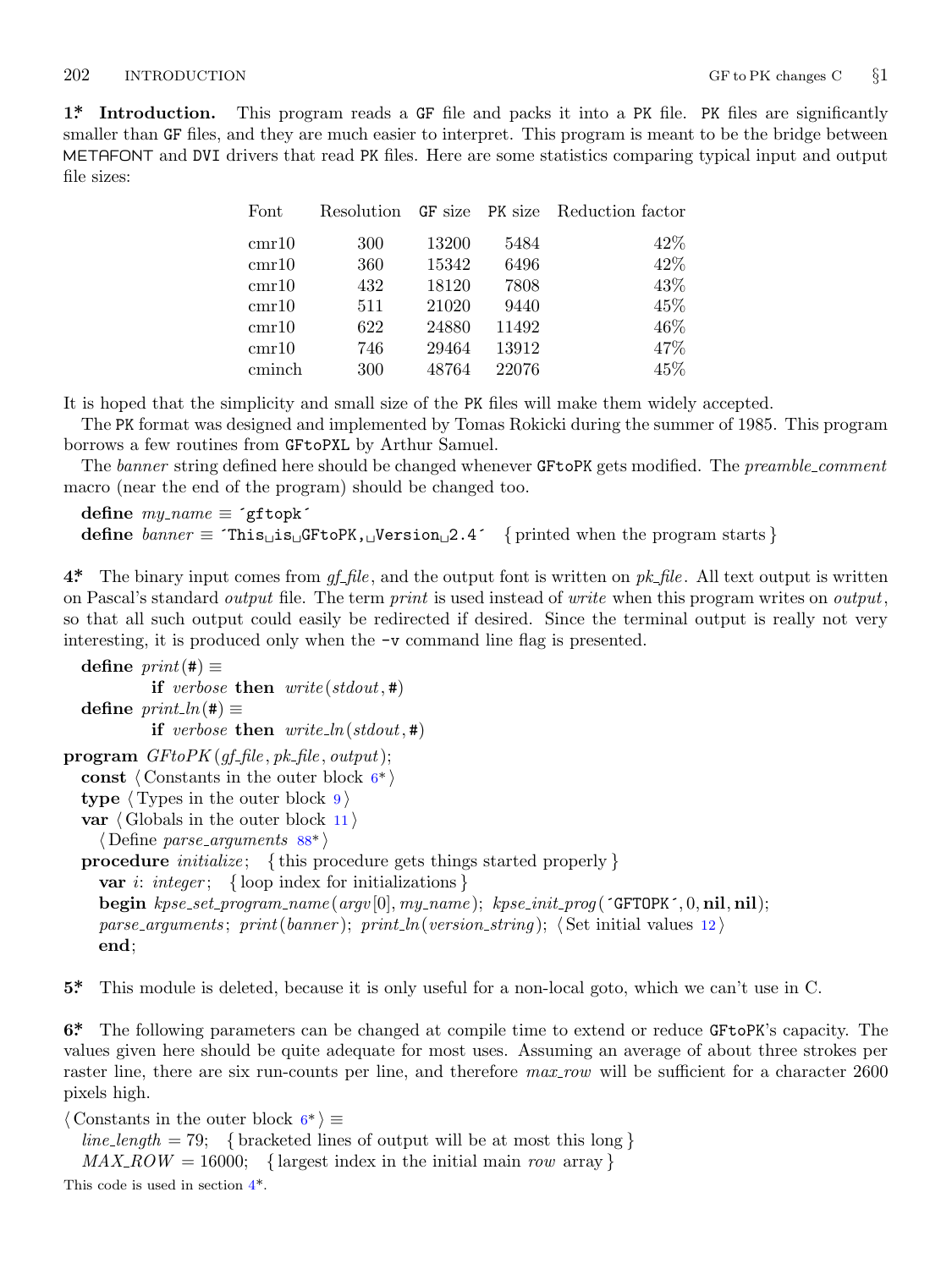**1\* Introduction.** This program reads a GF file and packs it into a PK file. PK files are significantly smaller than GF files, and they are much easier to interpret. This program is meant to be the bridge between METAFONT and DVI drivers that read PK files. Here are some statistics comparing typical input and output file sizes:

| Font | Resolution | GF size | PK size | Reduction factor |
|---|---|---|---|---|
| cmr10 | 300 | 13200 | 5484 | 42% |
| cmr10 | 360 | 15342 | 6496 | 42% |
| cmr10 | 432 | 18120 | 7808 | 43% |
| cmr10 | 511 | 21020 | 9440 | 45% |
| cmr10 | 622 | 24880 | 11492 | 46% |
| cmr10 | 746 | 29464 | 13912 | 47% |
| cminch | 300 | 48764 | 22076 | 45% |

It is hoped that the simplicity and small size of the PK files will make them widely accepted.

The PK format was designed and implemented by Tomas Rokicki during the summer of 1985. This program borrows a few routines from GFtoPXL by Arthur Samuel.

The *banner* string defined here should be changed whenever GFtoPK gets modified. The *preamble_comment* macro (near the end of the program) should be changed too.

```
define my_name ≡ ´gftopk´
define banner ≡ ´This␣is␣GFtoPK,␣Version␣2.4´   { printed when the program starts }
```

**4\*** The binary input comes from *gf_file*, and the output font is written on *pk_file*. All text output is written on Pascal's standard *output* file. The term *print* is used instead of *write* when this program writes on *output*, so that all such output could easily be redirected if desired. Since the terminal output is really not very interesting, it is produced only when the -v command line flag is presented.

```
define print(#) ≡
        if verbose then write(stdout, #)
define print_ln(#) ≡
        if verbose then write_ln(stdout, #)
program GFtoPK(gf_file, pk_file, output);
  const ⟨ Constants in the outer block 6* ⟩
  type ⟨ Types in the outer block 9 ⟩
  var ⟨ Globals in the outer block 11 ⟩
    ⟨ Define parse_arguments 88* ⟩
  procedure initialize;   { this procedure gets things started properly }
    var i: integer;   { loop index for initializations }
    begin kpse_set_program_name(argv[0], my_name); kpse_init_prog(´GFTOPK´, 0, nil, nil);
    parse_arguments; print(banner); print_ln(version_string); ⟨ Set initial values 12 ⟩
    end;
```

**5\*** This module is deleted, because it is only useful for a non-local goto, which we can't use in C.

**6\*** The following parameters can be changed at compile time to extend or reduce GFtoPK's capacity. The values given here should be quite adequate for most uses. Assuming an average of about three strokes per raster line, there are six run-counts per line, and therefore *max_row* will be sufficient for a character 2600 pixels high.

```
⟨ Constants in the outer block 6* ⟩ ≡
  line_length = 79;   { bracketed lines of output will be at most this long }
  MAX_ROW = 16000;   { largest index in the initial main row array }
```

This code is used in section 4\*.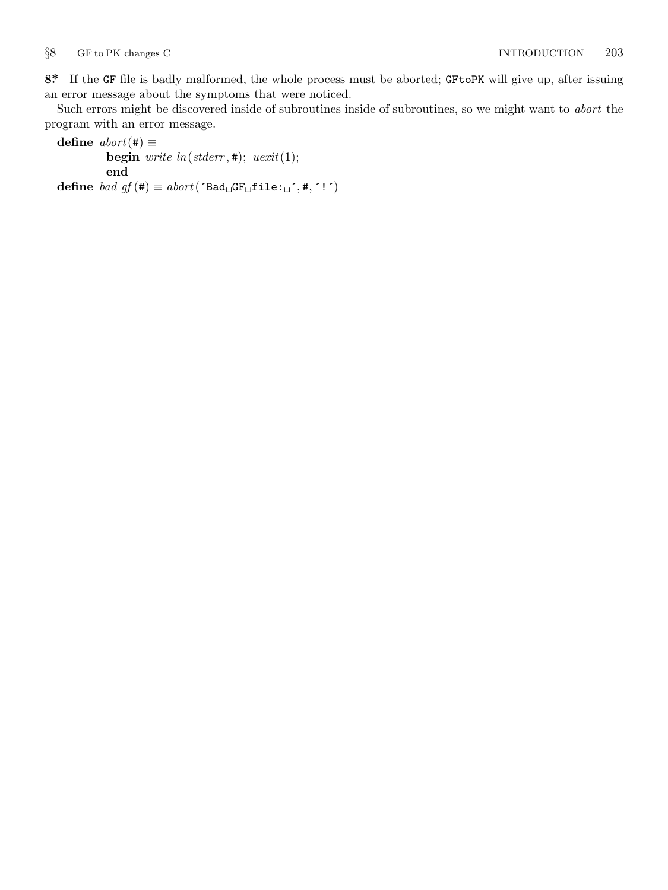**8*** If the GF file is badly malformed, the whole process must be aborted; GFtoPK will give up, after issuing an error message about the symptoms that were noticed.

Such errors might be discovered inside of subroutines inside of subroutines, so we might want to *abort* the program with an error message.

```
define abort(#) ≡
        begin write_ln(stderr, #); uexit(1);
        end
define bad_gf(#) ≡ abort('Bad GF file: ', #, '!')
```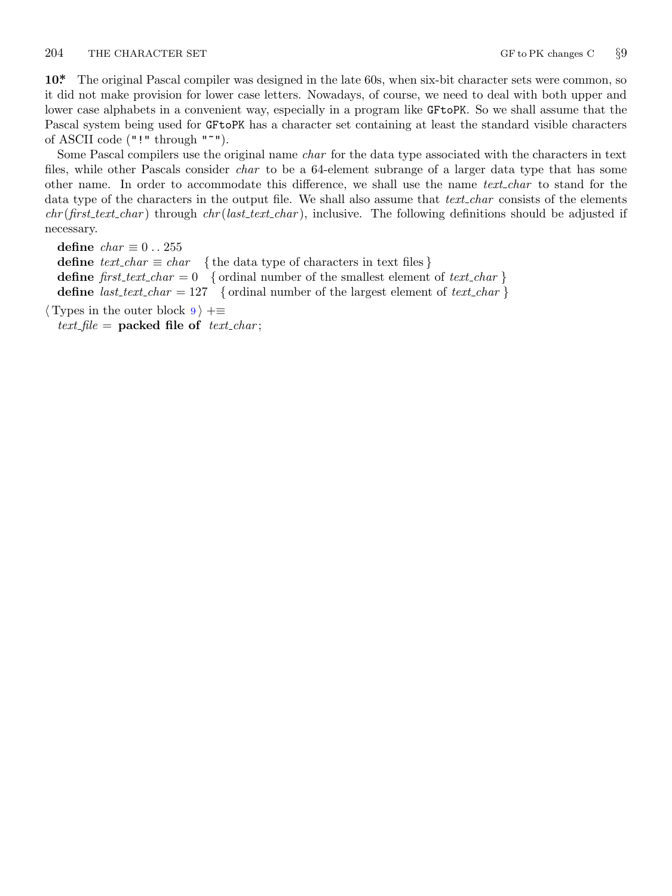**10\*** The original Pascal compiler was designed in the late 60s, when six-bit character sets were common, so it did not make provision for lower case letters. Nowadays, of course, we need to deal with both upper and lower case alphabets in a convenient way, especially in a program like `GFtoPK`. So we shall assume that the Pascal system being used for `GFtoPK` has a character set containing at least the standard visible characters of ASCII code (`"!"` through `"~"`).

Some Pascal compilers use the original name *char* for the data type associated with the characters in text files, while other Pascals consider *char* to be a 64-element subrange of a larger data type that has some other name. In order to accommodate this difference, we shall use the name *text_char* to stand for the data type of the characters in the output file. We shall also assume that *text_char* consists of the elements *chr*(*first_text_char*) through *chr*(*last_text_char*), inclusive. The following definitions should be adjusted if necessary.

**define** *char* $\equiv$ 0 . . 255
**define** *text_char* $\equiv$ *char* { the data type of characters in text files }
**define** *first_text_char* = 0 { ordinal number of the smallest element of *text_char* }
**define** *last_text_char* = 127 { ordinal number of the largest element of *text_char* }

⟨ Types in the outer block 9 ⟩ +≡
*text_file* = **packed file of** *text_char*;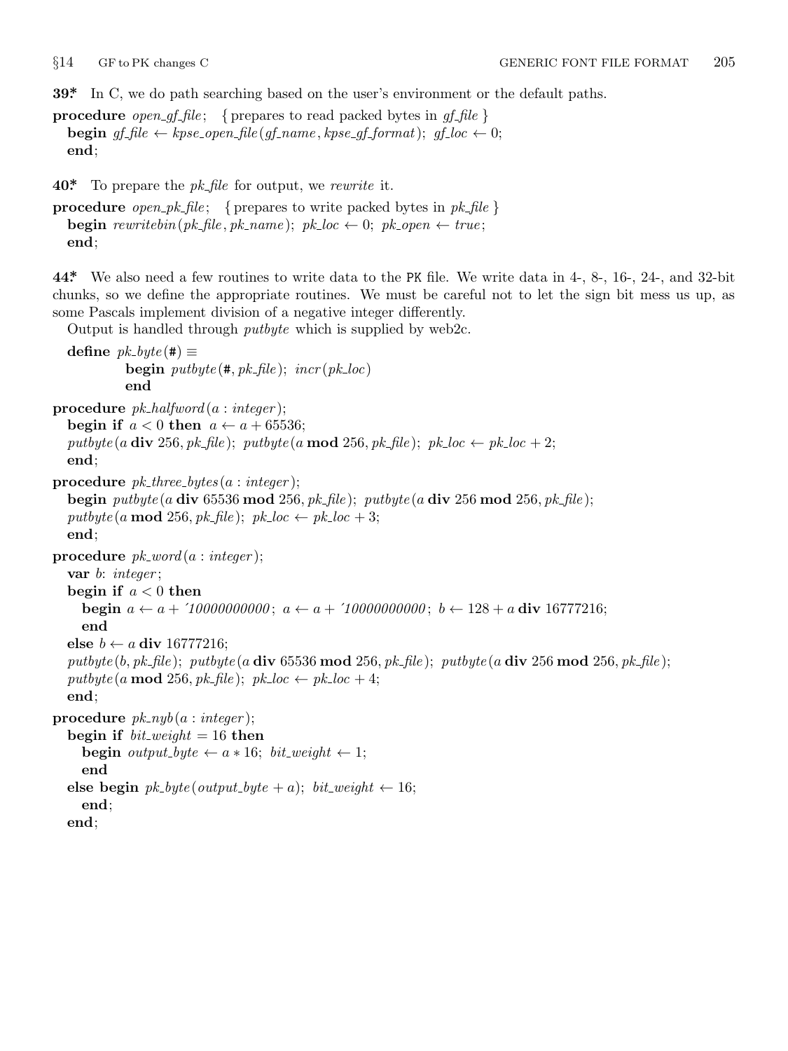**39\*** In C, we do path searching based on the user's environment or the default paths.

```
procedure open_gf_file; { prepares to read packed bytes in gf_file }
  begin gf_file ← kpse_open_file(gf_name, kpse_gf_format); gf_loc ← 0;
  end;
```

**40\*** To prepare the *pk_file* for output, we *rewrite* it.

```
procedure open_pk_file; { prepares to write packed bytes in pk_file }
  begin rewritebin(pk_file, pk_name); pk_loc ← 0; pk_open ← true;
  end;
```

**44\*** We also need a few routines to write data to the PK file. We write data in 4-, 8-, 16-, 24-, and 32-bit chunks, so we define the appropriate routines. We must be careful not to let the sign bit mess us up, as some Pascals implement division of a negative integer differently.

Output is handled through *putbyte* which is supplied by web2c.

```
  define pk_byte(#) ≡
          begin putbyte(#, pk_file); incr(pk_loc)
          end

procedure pk_halfword(a : integer);
  begin if a < 0 then a ← a + 65536;
  putbyte(a div 256, pk_file); putbyte(a mod 256, pk_file); pk_loc ← pk_loc + 2;
  end;

procedure pk_three_bytes(a : integer);
  begin putbyte(a div 65536 mod 256, pk_file); putbyte(a div 256 mod 256, pk_file);
  putbyte(a mod 256, pk_file); pk_loc ← pk_loc + 3;
  end;

procedure pk_word(a : integer);
  var b: integer;
  begin if a < 0 then
    begin a ← a + '10000000000; a ← a + '10000000000; b ← 128 + a div 16777216;
    end
  else b ← a div 16777216;
  putbyte(b, pk_file); putbyte(a div 65536 mod 256, pk_file); putbyte(a div 256 mod 256, pk_file);
  putbyte(a mod 256, pk_file); pk_loc ← pk_loc + 4;
  end;

procedure pk_nyb(a : integer);
  begin if bit_weight = 16 then
    begin output_byte ← a ∗ 16; bit_weight ← 1;
    end
  else begin pk_byte(output_byte + a); bit_weight ← 16;
    end;
  end;
```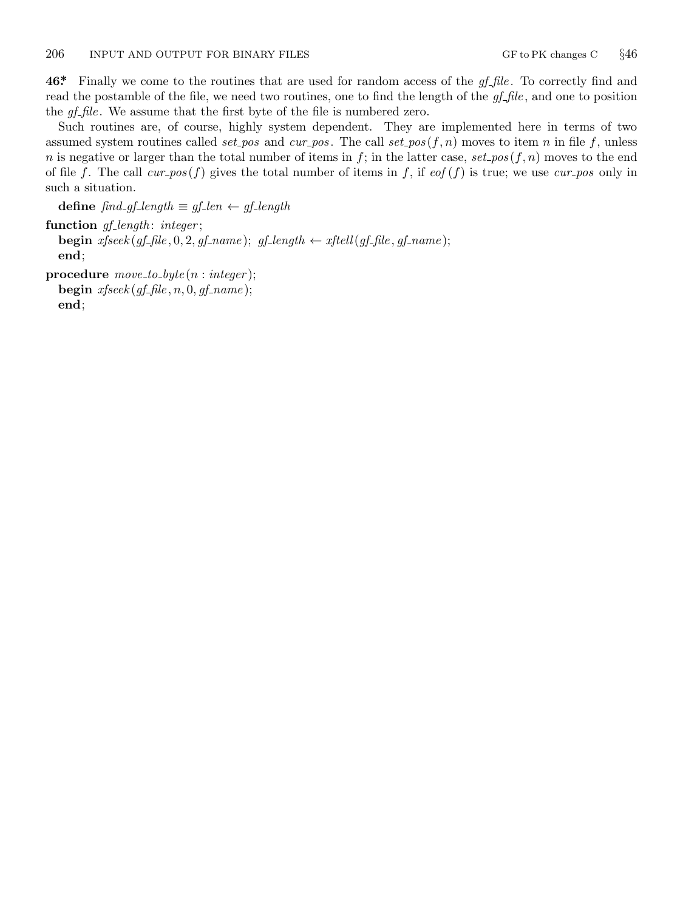**46\*** Finally we come to the routines that are used for random access of the *gf_file*. To correctly find and read the postamble of the file, we need two routines, one to find the length of the *gf_file*, and one to position the *gf_file*. We assume that the first byte of the file is numbered zero.

Such routines are, of course, highly system dependent. They are implemented here in terms of two assumed system routines called *set_pos* and *cur_pos*. The call *set_pos*$(f, n)$ moves to item $n$ in file $f$, unless $n$ is negative or larger than the total number of items in $f$; in the latter case, *set_pos*$(f, n)$ moves to the end of file $f$. The call *cur_pos*$(f)$ gives the total number of items in $f$, if *eof*$(f)$ is true; we use *cur_pos* only in such a situation.

**define** *find_gf_length* ≡ *gf_len* ← *gf_length*

**function** *gf_length*: *integer*;
  **begin** *xfseek*(*gf_file*, 0, 2, *gf_name*); *gf_length* ← *xftell*(*gf_file*, *gf_name*);
  **end**;

**procedure** *move_to_byte*($n$ : *integer*);
  **begin** *xfseek*(*gf_file*, $n$, 0, *gf_name*);
  **end**;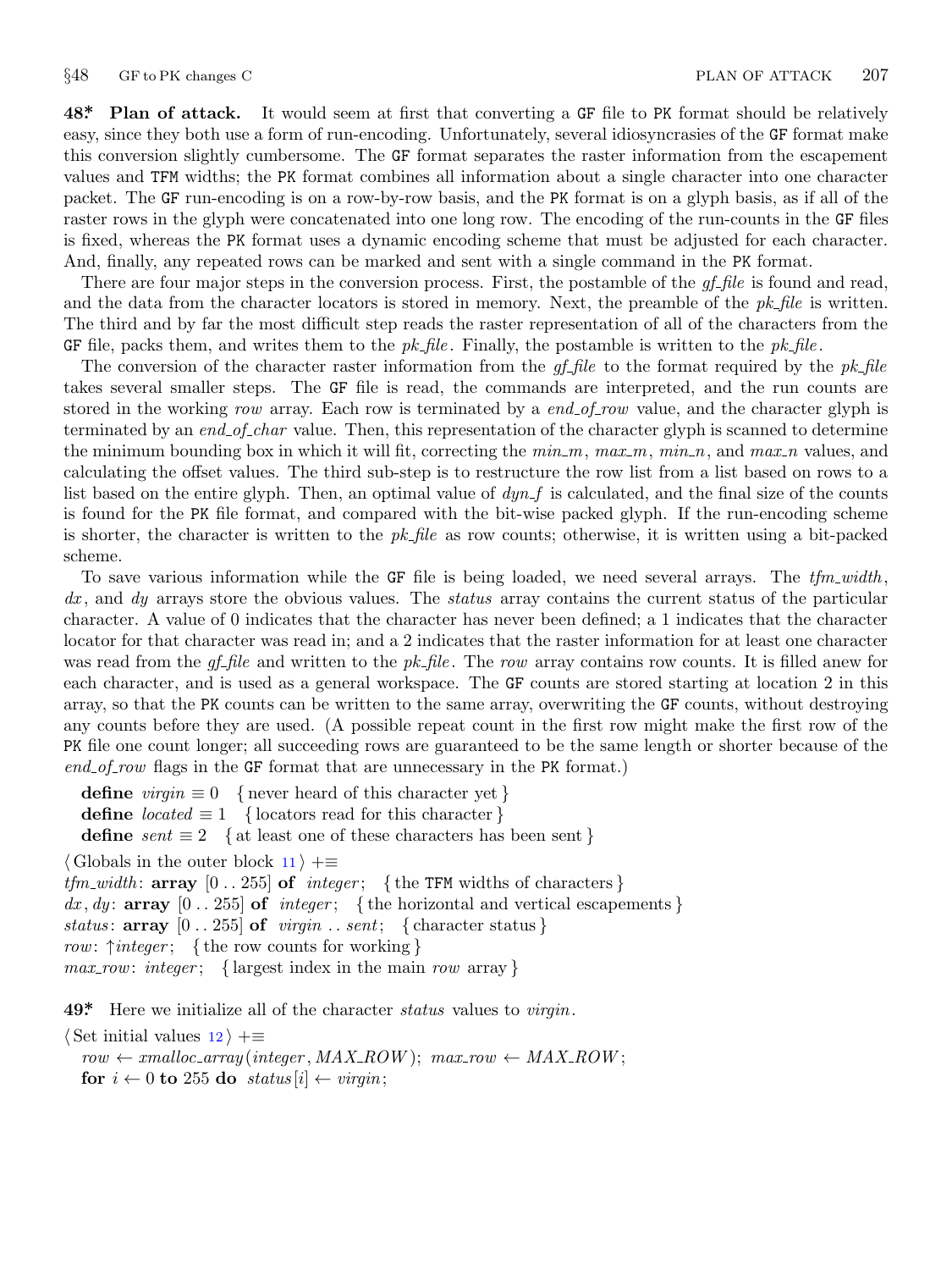**48\*. Plan of attack.** It would seem at first that converting a GF file to PK format should be relatively easy, since they both use a form of run-encoding. Unfortunately, several idiosyncrasies of the GF format make this conversion slightly cumbersome. The GF format separates the raster information from the escapement values and TFM widths; the PK format combines all information about a single character into one character packet. The GF run-encoding is on a row-by-row basis, and the PK format is on a glyph basis, as if all of the raster rows in the glyph were concatenated into one long row. The encoding of the run-counts in the GF files is fixed, whereas the PK format uses a dynamic encoding scheme that must be adjusted for each character. And, finally, any repeated rows can be marked and sent with a single command in the PK format.

There are four major steps in the conversion process. First, the postamble of the *gf_file* is found and read, and the data from the character locators is stored in memory. Next, the preamble of the *pk_file* is written. The third and by far the most difficult step reads the raster representation of all of the characters from the GF file, packs them, and writes them to the *pk_file*. Finally, the postamble is written to the *pk_file*.

The conversion of the character raster information from the *gf_file* to the format required by the *pk_file* takes several smaller steps. The GF file is read, the commands are interpreted, and the run counts are stored in the working *row* array. Each row is terminated by a *end_of_row* value, and the character glyph is terminated by an *end_of_char* value. Then, this representation of the character glyph is scanned to determine the minimum bounding box in which it will fit, correcting the *min_m*, *max_m*, *min_n*, and *max_n* values, and calculating the offset values. The third sub-step is to restructure the row list from a list based on rows to a list based on the entire glyph. Then, an optimal value of *dyn_f* is calculated, and the final size of the counts is found for the PK file format, and compared with the bit-wise packed glyph. If the run-encoding scheme is shorter, the character is written to the *pk_file* as row counts; otherwise, it is written using a bit-packed scheme.

To save various information while the GF file is being loaded, we need several arrays. The *tfm_width*, *dx*, and *dy* arrays store the obvious values. The *status* array contains the current status of the particular character. A value of 0 indicates that the character has never been defined; a 1 indicates that the character locator for that character was read in; and a 2 indicates that the raster information for at least one character was read from the *gf_file* and written to the *pk_file*. The *row* array contains row counts. It is filled anew for each character, and is used as a general workspace. The GF counts are stored starting at location 2 in this array, so that the PK counts can be written to the same array, overwriting the GF counts, without destroying any counts before they are used. (A possible repeat count in the first row might make the first row of the PK file one count longer; all succeeding rows are guaranteed to be the same length or shorter because of the *end_of_row* flags in the GF format that are unnecessary in the PK format.)

**define** *virgin* ≡ 0 { never heard of this character yet }
**define** *located* ≡ 1 { locators read for this character }
**define** *sent* ≡ 2 { at least one of these characters has been sent }

⟨ Globals in the outer block 11 ⟩ +≡
*tfm_width*: **array** [0 .. 255] **of** *integer*; { the TFM widths of characters }
*dx*, *dy*: **array** [0 .. 255] **of** *integer*; { the horizontal and vertical escapements }
*status*: **array** [0 .. 255] **of** *virgin* .. *sent*; { character status }
*row*: ↑*integer*; { the row counts for working }
*max_row*: *integer*; { largest index in the main *row* array }

**49\*.** Here we initialize all of the character *status* values to *virgin*.

⟨ Set initial values 12 ⟩ +≡
*row* ← *xmalloc_array*(*integer*, *MAX_ROW*); *max_row* ← *MAX_ROW*;
**for** *i* ← 0 **to** 255 **do** *status*[*i*] ← *virgin*;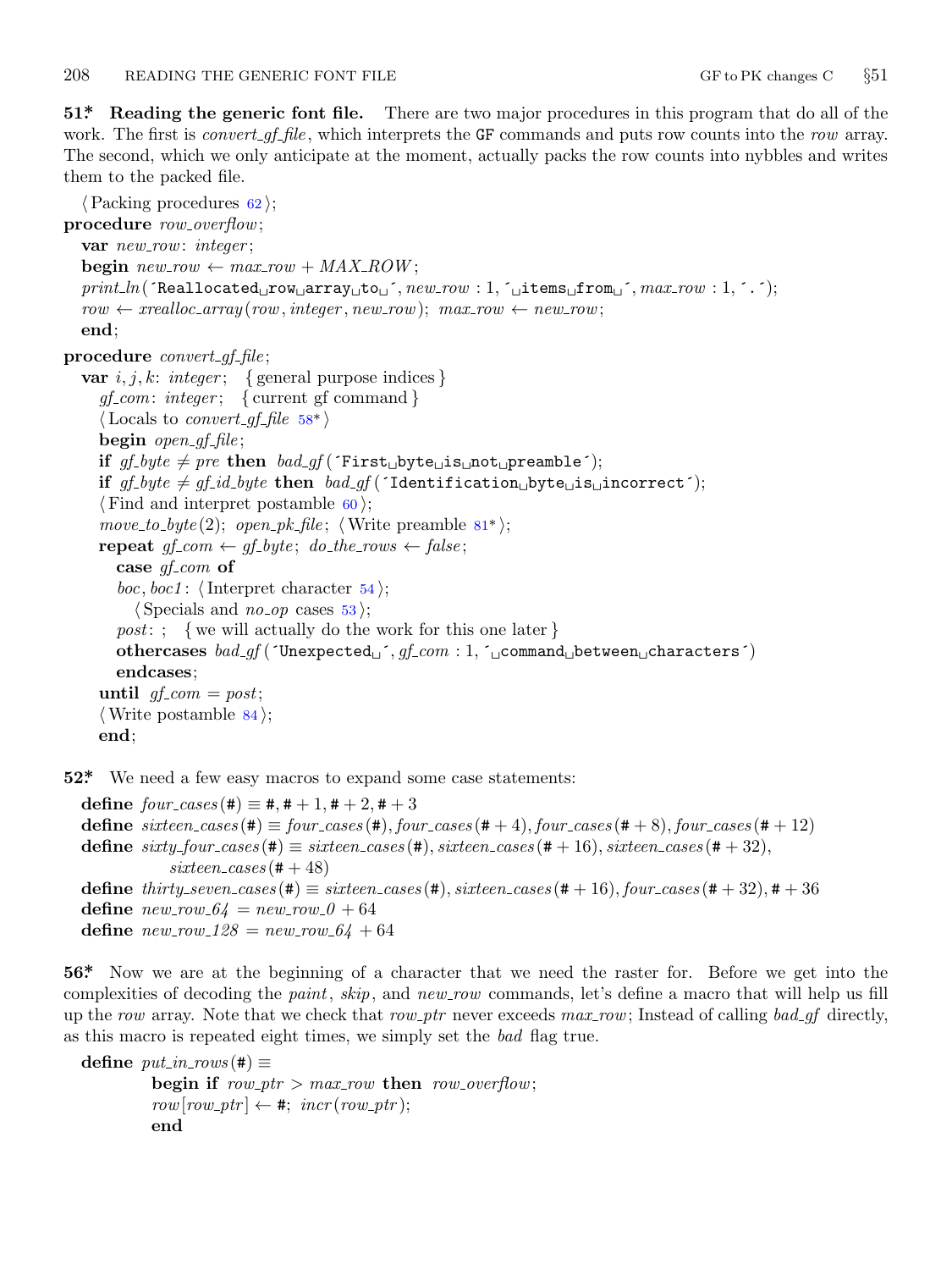**51\*. Reading the generic font file.** There are two major procedures in this program that do all of the work. The first is *convert_gf_file*, which interprets the GF commands and puts row counts into the *row* array. The second, which we only anticipate at the moment, actually packs the row counts into nybbles and writes them to the packed file.

```
⟨Packing procedures 62⟩;
procedure row_overflow;
  var new_row: integer;
  begin new_row ← max_row + MAX_ROW;
  print_ln(´Reallocated␣row␣array␣to␣´, new_row : 1, ´␣items␣from␣´, max_row : 1, ´.´);
  row ← xrealloc_array(row, integer, new_row); max_row ← new_row;
  end;

procedure convert_gf_file;
  var i, j, k: integer; { general purpose indices }
    gf_com: integer; { current gf command }
    ⟨Locals to convert_gf_file 58*⟩
  begin open_gf_file;
  if gf_byte ≠ pre then bad_gf(´First␣byte␣is␣not␣preamble´);
  if gf_byte ≠ gf_id_byte then bad_gf(´Identification␣byte␣is␣incorrect´);
  ⟨Find and interpret postamble 60⟩;
  move_to_byte(2); open_pk_file; ⟨Write preamble 81*⟩;
  repeat gf_com ← gf_byte; do_the_rows ← false;
    case gf_com of
    boc, boc1: ⟨Interpret character 54⟩;
      ⟨Specials and no_op cases 53⟩;
    post: ; { we will actually do the work for this one later }
    othercases bad_gf(´Unexpected␣´, gf_com : 1, ´␣command␣between␣characters´)
    endcases;
  until gf_com = post;
  ⟨Write postamble 84⟩;
  end;
```

**52\*.** We need a few easy macros to expand some case statements:

```
define four_cases(#) ≡ #, # + 1, # + 2, # + 3
define sixteen_cases(#) ≡ four_cases(#), four_cases(# + 4), four_cases(# + 8), four_cases(# + 12)
define sixty_four_cases(#) ≡ sixteen_cases(#), sixteen_cases(# + 16), sixteen_cases(# + 32),
          sixteen_cases(# + 48)
define thirty_seven_cases(#) ≡ sixteen_cases(#), sixteen_cases(# + 16), four_cases(# + 32), # + 36
define new_row_64 = new_row_0 + 64
define new_row_128 = new_row_64 + 64
```

**56\*.** Now we are at the beginning of a character that we need the raster for. Before we get into the complexities of decoding the *paint*, *skip*, and *new_row* commands, let's define a macro that will help us fill up the *row* array. Note that we check that *row_ptr* never exceeds *max_row*; Instead of calling *bad_gf* directly, as this macro is repeated eight times, we simply set the *bad* flag true.

```
define put_in_rows(#) ≡
      begin if row_ptr > max_row then row_overflow;
      row[row_ptr] ← #; incr(row_ptr);
      end
```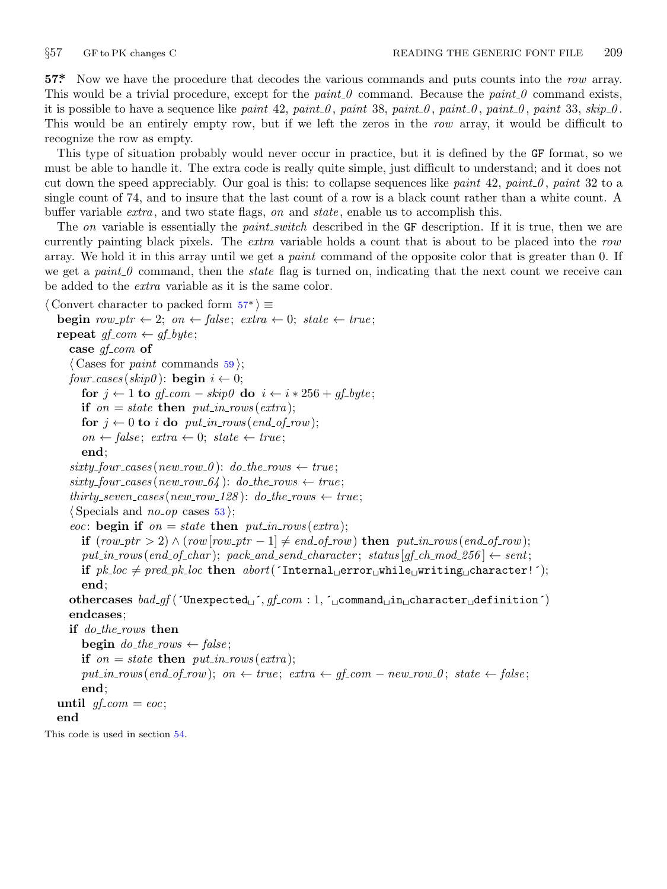**57\*** Now we have the procedure that decodes the various commands and puts counts into the *row* array. This would be a trivial procedure, except for the *paint_0* command. Because the *paint_0* command exists, it is possible to have a sequence like *paint* 42, *paint_0*, *paint* 38, *paint_0*, *paint_0*, *paint_0*, *paint* 33, *skip_0*. This would be an entirely empty row, but if we left the zeros in the *row* array, it would be difficult to recognize the row as empty.

This type of situation probably would never occur in practice, but it is defined by the GF format, so we must be able to handle it. The extra code is really quite simple, just difficult to understand; and it does not cut down the speed appreciably. Our goal is this: to collapse sequences like *paint* 42, *paint_0*, *paint* 32 to a single count of 74, and to insure that the last count of a row is a black count rather than a white count. A buffer variable *extra*, and two state flags, *on* and *state*, enable us to accomplish this.

The *on* variable is essentially the *paint_switch* described in the GF description. If it is true, then we are currently painting black pixels. The *extra* variable holds a count that is about to be placed into the *row* array. We hold it in this array until we get a *paint* command of the opposite color that is greater than 0. If we get a *paint_0* command, then the *state* flag is turned on, indicating that the next count we receive can be added to the *extra* variable as it is the same color.

```
⟨Convert character to packed form 57*⟩ ≡
  begin row_ptr ← 2; on ← false; extra ← 0; state ← true;
  repeat gf_com ← gf_byte;
    case gf_com of
    ⟨Cases for paint commands 59⟩;
    four_cases(skip0): begin i ← 0;
      for j ← 1 to gf_com − skip0 do i ← i ∗ 256 + gf_byte;
      if on = state then put_in_rows(extra);
      for j ← 0 to i do put_in_rows(end_of_row);
      on ← false; extra ← 0; state ← true;
      end;
    sixty_four_cases(new_row_0): do_the_rows ← true;
    sixty_four_cases(new_row_64): do_the_rows ← true;
    thirty_seven_cases(new_row_128): do_the_rows ← true;
    ⟨Specials and no_op cases 53⟩;
    eoc: begin if on = state then put_in_rows(extra);
      if (row_ptr > 2) ∧ (row[row_ptr − 1] ≠ end_of_row) then put_in_rows(end_of_row);
      put_in_rows(end_of_char); pack_and_send_character; status[gf_ch_mod_256] ← sent;
      if pk_loc ≠ pred_pk_loc then abort('Internal␣error␣while␣writing␣character!');
      end;
    othercases bad_gf('Unexpected␣', gf_com : 1, '␣command␣in␣character␣definition')
    endcases;
    if do_the_rows then
      begin do_the_rows ← false;
      if on = state then put_in_rows(extra);
      put_in_rows(end_of_row); on ← true; extra ← gf_com − new_row_0; state ← false;
      end;
  until gf_com = eoc;
  end
```

This code is used in section 54.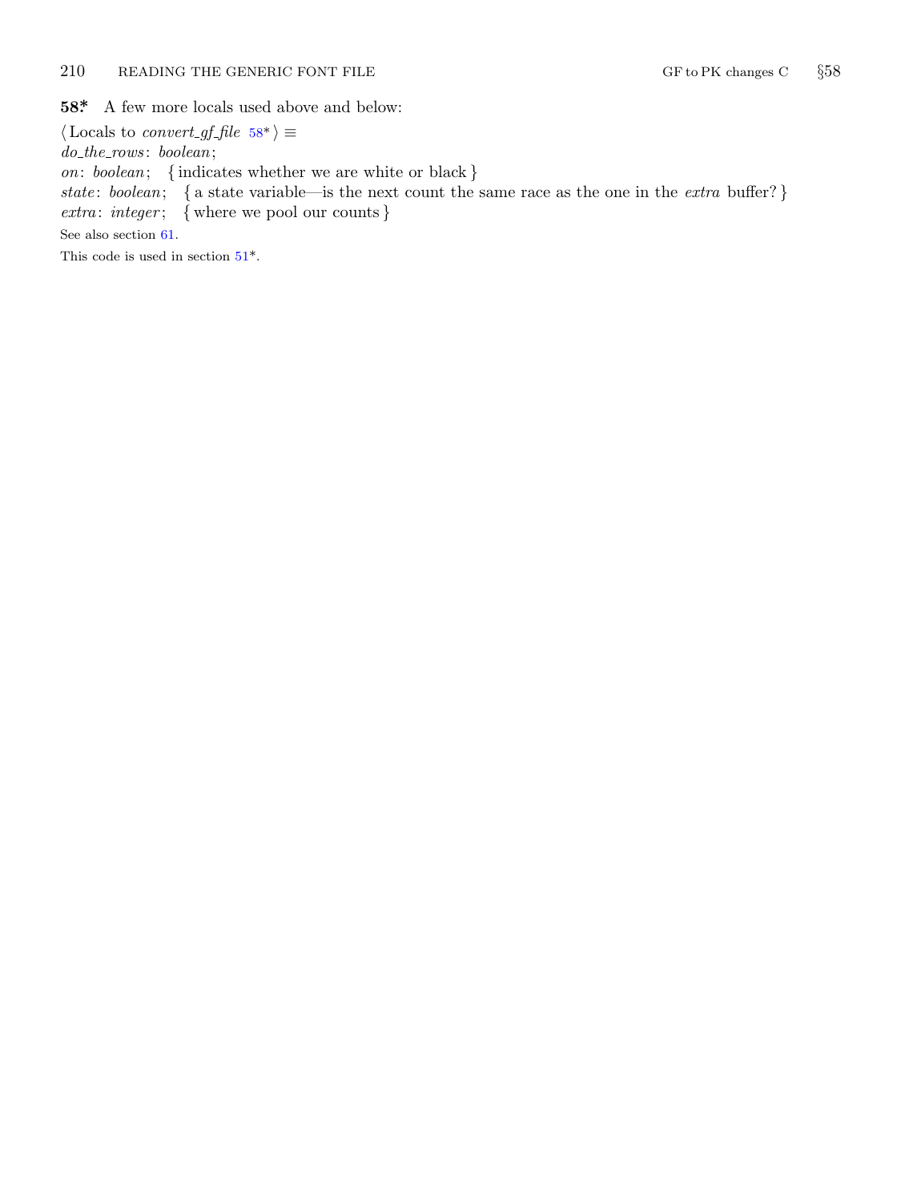**58\*** A few more locals used above and below:

⟨ Locals to *convert_gf_file* 58\* ⟩ ≡
*do_the_rows*: *boolean*;
*on*: *boolean*; { indicates whether we are white or black }
*state*: *boolean*; { a state variable—is the next count the same race as the one in the *extra* buffer? }
*extra*: *integer*; { where we pool our counts }

See also section 61.

This code is used in section 51\*.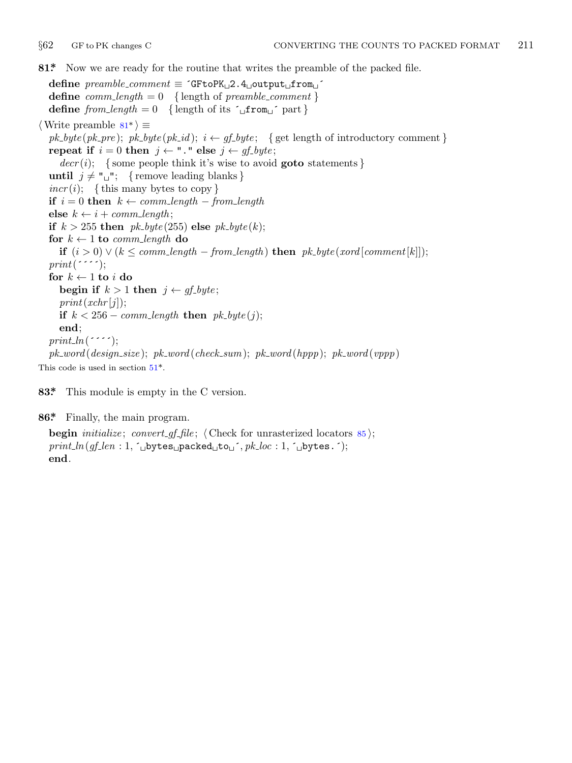**81\*** Now we are ready for the routine that writes the preamble of the packed file.

**define** *preamble_comment* ≡ ´GFtoPK␣2.4␣output␣from␣´
**define** *comm_length* = 0   { length of *preamble_comment* }
**define** *from_length* = 0   { length of its ´␣from␣´ part }

⟨ Write preamble 81\* ⟩ ≡

```
pk_byte(pk_pre); pk_byte(pk_id); i ← gf_byte;   { get length of introductory comment }
repeat if i = 0 then j ← "." else j ← gf_byte;
   decr(i);   { some people think it's wise to avoid goto statements }
until j ≠ "␣";   { remove leading blanks }
incr(i);   { this many bytes to copy }
if i = 0 then k ← comm_length − from_length
else k ← i + comm_length;
if k > 255 then pk_byte(255) else pk_byte(k);
for k ← 1 to comm_length do
   if (i > 0) ∨ (k ≤ comm_length − from_length) then pk_byte(xord[comment[k]]);
print(´´´´);
for k ← 1 to i do
   begin if k > 1 then j ← gf_byte;
   print(xchr[j]);
   if k < 256 − comm_length then pk_byte(j);
   end;
print_ln(´´´´);
pk_word(design_size); pk_word(check_sum); pk_word(hppp); pk_word(vppp)
```

This code is used in section 51\*.

**83\*** This module is empty in the C version.

**86\*** Finally, the main program.

```
begin initialize; convert_gf_file; ⟨ Check for unrasterized locators 85 ⟩;
print_ln(gf_len : 1, ´␣bytes␣packed␣to␣´, pk_loc : 1, ´␣bytes.´);
end.
```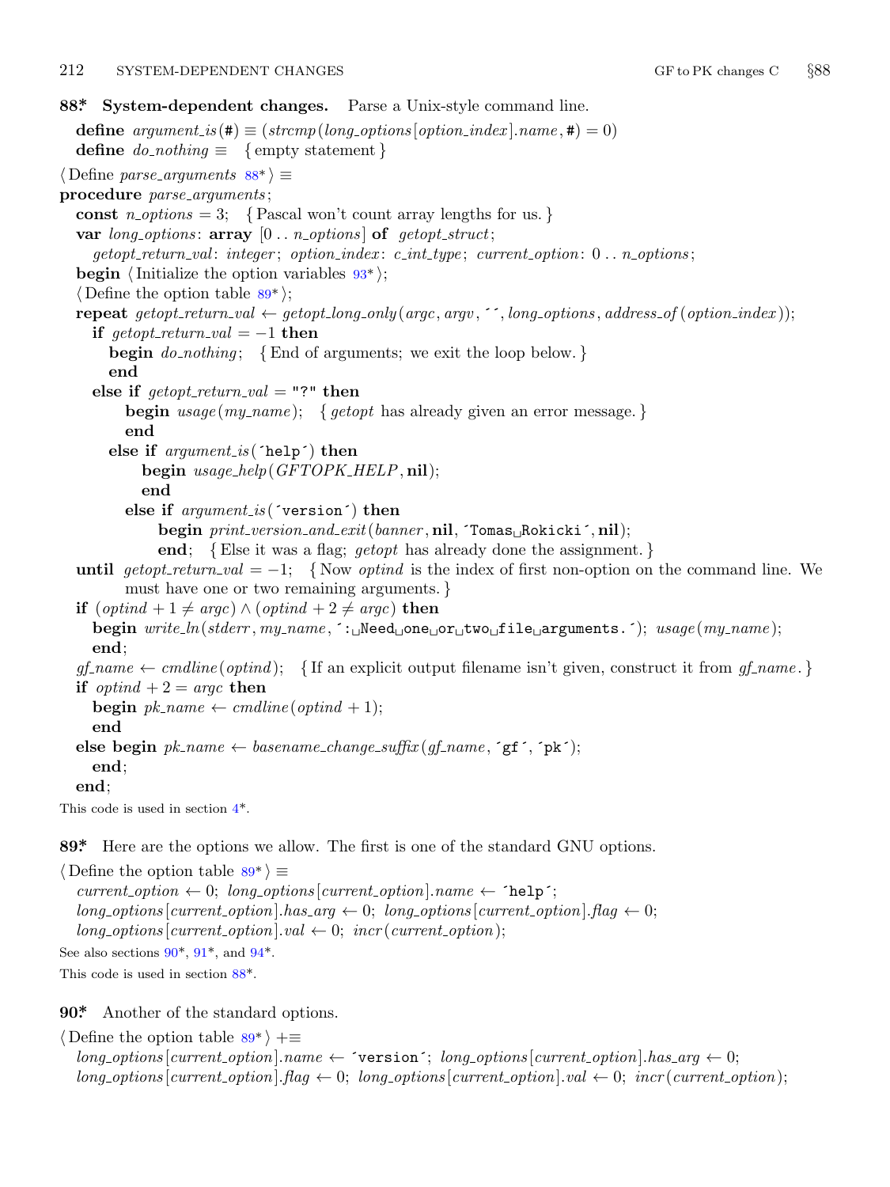**88\*. System-dependent changes.** Parse a Unix-style command line.

```
define argument_is(#) ≡ (strcmp(long_options[option_index].name, #) = 0)
define do_nothing ≡ { empty statement }

⟨ Define parse_arguments 88* ⟩ ≡
procedure parse_arguments;
  const n_options = 3; { Pascal won't count array lengths for us. }
  var long_options: array [0 .. n_options] of getopt_struct;
    getopt_return_val: integer; option_index: c_int_type; current_option: 0 .. n_options;
  begin ⟨ Initialize the option variables 93* ⟩;
  ⟨ Define the option table 89* ⟩;
  repeat getopt_return_val ← getopt_long_only(argc, argv, ´´, long_options, address_of(option_index));
    if getopt_return_val = −1 then
      begin do_nothing; { End of arguments; we exit the loop below. }
      end
    else if getopt_return_val = "?" then
        begin usage(my_name); { getopt has already given an error message. }
        end
      else if argument_is(´help´) then
          begin usage_help(GFTOPK_HELP, nil);
          end
        else if argument_is(´version´) then
            begin print_version_and_exit(banner, nil, ´Tomas Rokicki´, nil);
            end; { Else it was a flag; getopt has already done the assignment. }
  until getopt_return_val = −1; { Now optind is the index of first non-option on the command line. We
        must have one or two remaining arguments. }
  if (optind + 1 ≠ argc) ∧ (optind + 2 ≠ argc) then
    begin write_ln(stderr, my_name, ´: Need one or two file arguments.´); usage(my_name);
    end;
  gf_name ← cmdline(optind); { If an explicit output filename isn't given, construct it from gf_name. }
  if optind + 2 = argc then
    begin pk_name ← cmdline(optind + 1);
    end
  else begin pk_name ← basename_change_suffix(gf_name, ´gf´, ´pk´);
    end;
  end;
```

This code is used in section 4\*.

**89\*.** Here are the options we allow. The first is one of the standard GNU options.

```
⟨ Define the option table 89* ⟩ ≡
  current_option ← 0; long_options[current_option].name ← ´help´;
  long_options[current_option].has_arg ← 0; long_options[current_option].flag ← 0;
  long_options[current_option].val ← 0; incr(current_option);
```

See also sections 90\*, 91\*, and 94\*.

This code is used in section 88\*.

**90\*.** Another of the standard options.

```
⟨ Define the option table 89* ⟩ +≡
  long_options[current_option].name ← ´version´; long_options[current_option].has_arg ← 0;
  long_options[current_option].flag ← 0; long_options[current_option].val ← 0; incr(current_option);
```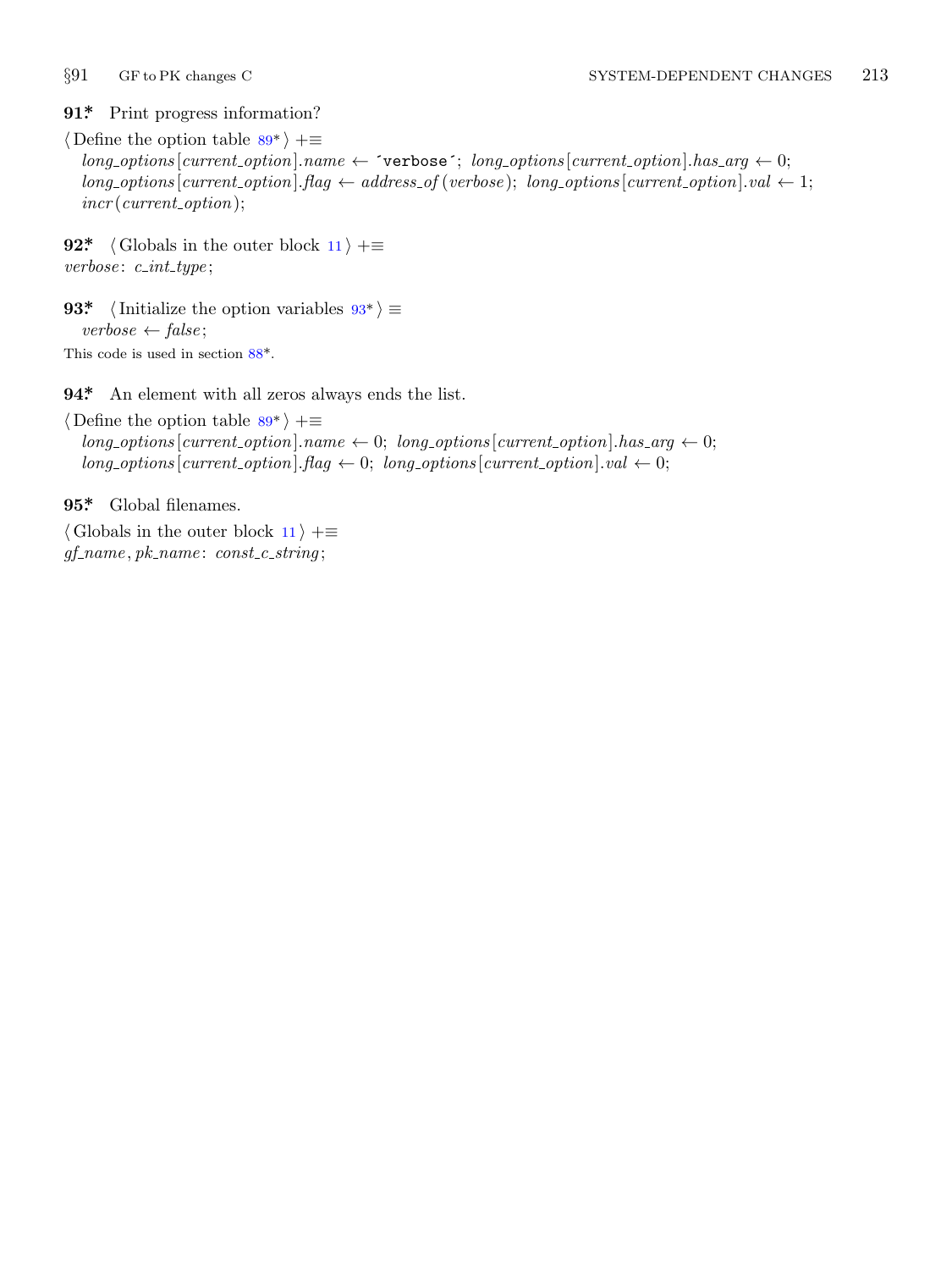**91\*** Print progress information?

⟨ Define the option table 89\* ⟩ +≡
*long_options*[*current_option*].*name* ← ´verbose´; *long_options*[*current_option*].*has_arg* ← 0;
*long_options*[*current_option*].*flag* ← *address_of* (*verbose*); *long_options*[*current_option*].*val* ← 1;
*incr* (*current_option*);

**92\*** ⟨ Globals in the outer block 11 ⟩ +≡
*verbose*: *c_int_type*;

**93\*** ⟨ Initialize the option variables 93\* ⟩ ≡
*verbose* ← *false*;

This code is used in section 88\*.

**94\*** An element with all zeros always ends the list.

⟨ Define the option table 89\* ⟩ +≡
*long_options*[*current_option*].*name* ← 0; *long_options*[*current_option*].*has_arg* ← 0;
*long_options*[*current_option*].*flag* ← 0; *long_options*[*current_option*].*val* ← 0;

**95\*** Global filenames.

⟨ Globals in the outer block 11 ⟩ +≡
*gf_name*, *pk_name*: *const_c_string*;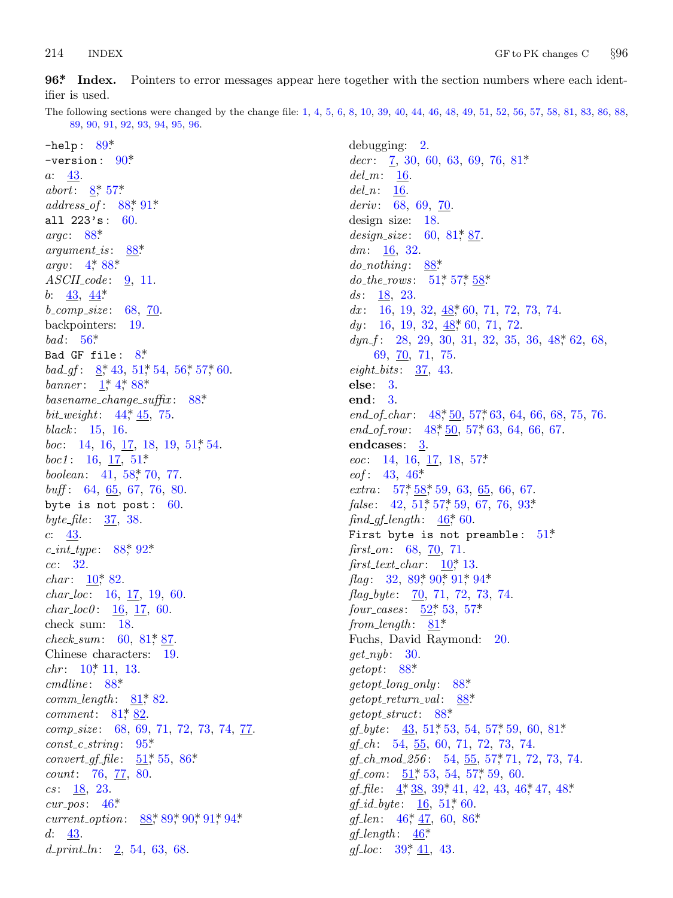**96\* Index.** Pointers to error messages appear here together with the section numbers where each identifier is used.

The following sections were changed by the change file: 1, 4, 5, 6, 8, 10, 39, 40, 44, 46, 48, 49, 51, 52, 56, 57, 58, 81, 83, 86, 88, 89, 90, 91, 92, 93, 94, 95, 96.

`-help`: 89\*
`-version`: 90\*
*a*: 43.
*abort*: 8\*, 57\*
*address_of*: 88\*, 91\*
`all 223's`: 60.
*argc*: 88\*
*argument_is*: 88\*
*argv*: 4\*, 88\*
*ASCII_code*: 9, 11.
*b*: 43, 44\*
*b_comp_size*: 68, 70.
backpointers: 19.
*bad*: 56\*
`Bad GF file`: 8\*
*bad_gf*: 8\*, 43, 51\*, 54, 56\*, 57\*, 60.
*banner*: 1\*, 4\*, 88\*
*basename_change_suffix*: 88\*
*bit_weight*: 44\*, 45, 75.
*black*: 15, 16.
*boc*: 14, 16, 17, 18, 19, 51\*, 54.
*boc1*: 16, 17, 51\*
*boolean*: 41, 58\*, 70, 77.
*buff*: 64, 65, 67, 76, 80.
`byte is not post`: 60.
*byte_file*: 37, 38.
*c*: 43.
*c_int_type*: 88\*, 92\*
*cc*: 32.
*char*: 10\*, 82.
*char_loc*: 16, 17, 19, 60.
*char_loc0*: 16, 17, 60.
check sum: 18.
*check_sum*: 60, 81\*, 87.
Chinese characters: 19.
*chr*: 10\*, 11, 13.
*cmdline*: 88\*
*comm_length*: 81\*, 82.
*comment*: 81\*, 82.
*comp_size*: 68, 69, 71, 72, 73, 74, 77.
*const_c_string*: 95\*
*convert_gf_file*: 51\*, 55, 86\*
*count*: 76, 77, 80.
*cs*: 18, 23.
*cur_pos*: 46\*
*current_option*: 88\*, 89\*, 90\*, 91\*, 94\*
*d*: 43.
*d_print_ln*: 2, 54, 63, 68.
debugging: 2.
*decr*: 7, 30, 60, 63, 69, 76, 81\*
*del_m*: 16.
*del_n*: 16.
*deriv*: 68, 69, 70.
design size: 18.
*design_size*: 60, 81\*, 87.
*dm*: 16, 32.
*do_nothing*: 88\*
*do_the_rows*: 51\*, 57\*, 58\*
*ds*: 18, 23.
*dx*: 16, 19, 32, 48\*, 60, 71, 72, 73, 74.
*dy*: 16, 19, 32, 48\*, 60, 71, 72.
*dyn_f*: 28, 29, 30, 31, 32, 35, 36, 48\*, 62, 68, 69, 70, 71, 75.
*eight_bits*: 37, 43.
**else**: 3.
**end**: 3.
*end_of_char*: 48\*, 50, 57\*, 63, 64, 66, 68, 75, 76.
*end_of_row*: 48\*, 50, 57\*, 63, 64, 66, 67.
**endcases**: 3.
*eoc*: 14, 16, 17, 18, 57\*
*eof*: 43, 46\*
*extra*: 57\*, 58\*, 59, 63, 65, 66, 67.
*false*: 42, 51\*, 57\*, 59, 67, 76, 93\*
*find_gf_length*: 46\*, 60.
`First byte is not preamble`: 51\*
*first_on*: 68, 70, 71.
*first_text_char*: 10\*, 13.
*flag*: 32, 89\*, 90\*, 91\*, 94\*
*flag_byte*: 70, 71, 72, 73, 74.
*four_cases*: 52\*, 53, 57\*
*from_length*: 81\*
Fuchs, David Raymond: 20.
*get_nyb*: 30.
*getopt*: 88\*
*getopt_long_only*: 88\*
*getopt_return_val*: 88\*
*getopt_struct*: 88\*
*gf_byte*: 43, 51\*, 53, 54, 57\*, 59, 60, 81\*
*gf_ch*: 54, 55, 60, 71, 72, 73, 74.
*gf_ch_mod_256*: 54, 55, 57\*, 71, 72, 73, 74.
*gf_com*: 51\*, 53, 54, 57\*, 59, 60.
*gf_file*: 4\*, 38, 39\*, 41, 42, 43, 46\*, 47, 48\*
*gf_id_byte*: 16, 51\*, 60.
*gf_len*: 46\*, 47, 60, 86\*
*gf_length*: 46\*
*gf_loc*: 39\*, 41, 43.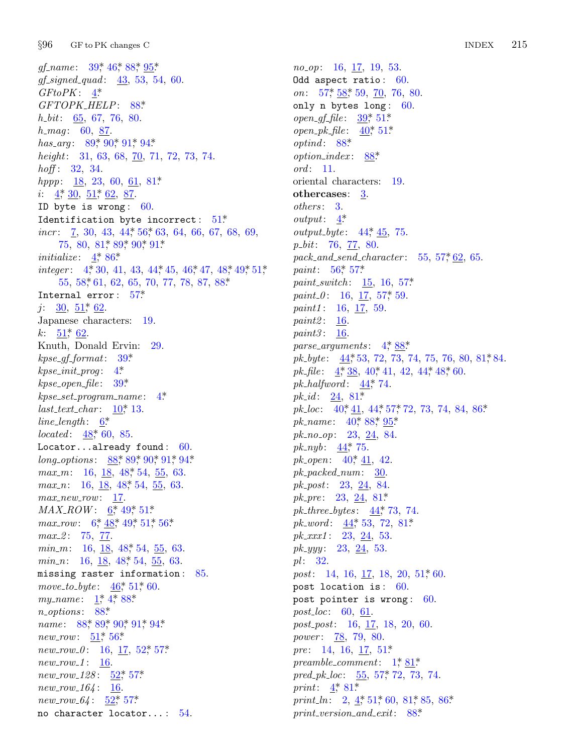*gf_name*: 39* 46* 88* 95*
*gf_signed_quad*: 43, 53, 54, 60.
*GFtoPK*: 4*
*GFTOPK_HELP*: 88*
*h_bit*: 65, 67, 76, 80.
*h_mag*: 60, 87.
*has_arg*: 89* 90* 91* 94*
*height*: 31, 63, 68, 70, 71, 72, 73, 74.
*hoff*: 32, 34.
*hppp*: 18, 23, 60, 61, 81*
*i*: 4* 30, 51* 62, 87.
`ID byte is wrong`: 60.
`Identification byte incorrect`: 51*
*incr*: 7, 30, 43, 44* 56* 63, 64, 66, 67, 68, 69, 75, 80, 81* 89* 90* 91*
*initialize*: 4* 86*
*integer*: 4* 30, 41, 43, 44* 45, 46* 47, 48* 49* 51* 55, 58* 61, 62, 65, 70, 77, 78, 87, 88*
`Internal error`: 57*
*j*: 30, 51* 62.
Japanese characters: 19.
*k*: 51* 62.
Knuth, Donald Ervin: 29.
*kpse_gf_format*: 39*
*kpse_init_prog*: 4*
*kpse_open_file*: 39*
*kpse_set_program_name*: 4*
*last_text_char*: 10* 13.
*line_length*: 6*
*located*: 48* 60, 85.
`Locator...already found`: 60.
*long_options*: 88* 89* 90* 91* 94*
*max_m*: 16, 18, 48* 54, 55, 63.
*max_n*: 16, 18, 48* 54, 55, 63.
*max_new_row*: 17.
*MAX_ROW*: 6* 49* 51*
*max_row*: 6* 48* 49* 51* 56*
*max_2*: 75, 77.
*min_m*: 16, 18, 48* 54, 55, 63.
*min_n*: 16, 18, 48* 54, 55, 63.
`missing raster information`: 85.
*move_to_byte*: 46* 51* 60.
*my_name*: 1* 4* 88*
*n_options*: 88*
*name*: 88* 89* 90* 91* 94*
*new_row*: 51* 56*
*new_row_0*: 16, 17, 52* 57*
*new_row_1*: 16.
*new_row_128*: 52* 57*
*new_row_164*: 16.
*new_row_64*: 52* 57*
`no character locator...`: 54.
*no_op*: 16, 17, 19, 53.
`Odd aspect ratio`: 60.
*on*: 57* 58* 59, 70, 76, 80.
`only n bytes long`: 60.
*open_gf_file*: 39* 51*
*open_pk_file*: 40* 51*
*optind*: 88*
*option_index*: 88*
*ord*: 11.
oriental characters: 19.
**othercases**: 3.
*others*: 3.
*output*: 4*
*output_byte*: 44* 45, 75.
*p_bit*: 76, 77, 80.
*pack_and_send_character*: 55, 57* 62, 65.
*paint*: 56* 57*
*paint_switch*: 15, 16, 57*
*paint_0*: 16, 17, 57* 59.
*paint1*: 16, 17, 59.
*paint2*: 16.
*paint3*: 16.
*parse_arguments*: 4* 88*
*pk_byte*: 44* 53, 72, 73, 74, 75, 76, 80, 81* 84.
*pk_file*: 4* 38, 40* 41, 42, 44* 48* 60.
*pk_halfword*: 44* 74.
*pk_id*: 24, 81*
*pk_loc*: 40* 41, 44* 57* 72, 73, 74, 84, 86*
*pk_name*: 40* 88* 95*
*pk_no_op*: 23, 24, 84.
*pk_nyb*: 44* 75.
*pk_open*: 40* 41, 42.
*pk_packed_num*: 30.
*pk_post*: 23, 24, 84.
*pk_pre*: 23, 24, 81*
*pk_three_bytes*: 44* 73, 74.
*pk_word*: 44* 53, 72, 81*
*pk_xxx1*: 23, 24, 53.
*pk_yyy*: 23, 24, 53.
*pl*: 32.
*post*: 14, 16, 17, 18, 20, 51* 60.
`post location is`: 60.
`post pointer is wrong`: 60.
*post_loc*: 60, 61.
*post_post*: 16, 17, 18, 20, 60.
*power*: 78, 79, 80.
*pre*: 14, 16, 17, 51*
*preamble_comment*: 1* 81*
*pred_pk_loc*: 55, 57* 72, 73, 74.
*print*: 4* 81*
*print_ln*: 2, 4* 51* 60, 81* 85, 86*
*print_version_and_exit*: 88*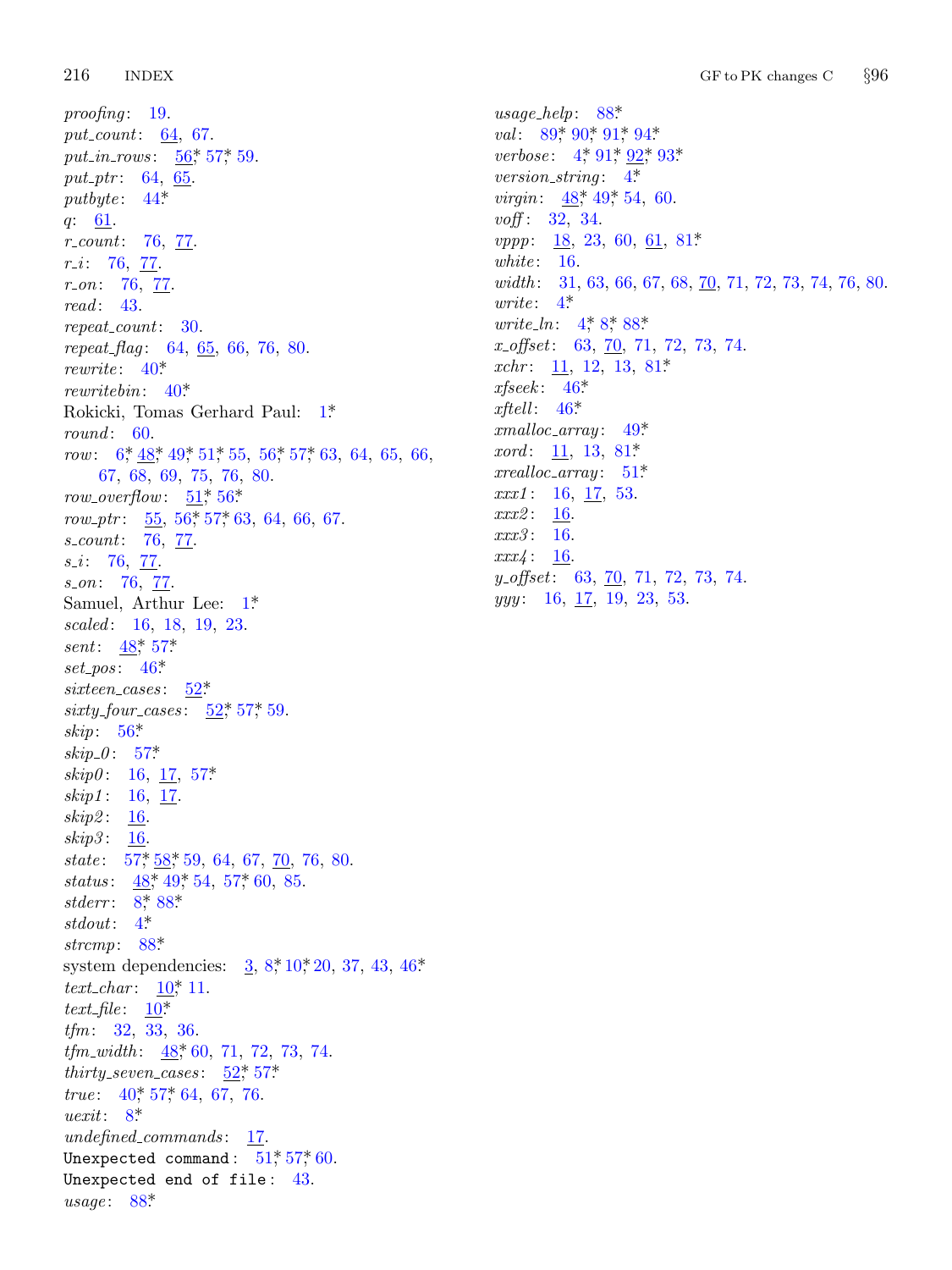*proofing*: 19.
*put_count*: 64, 67.
*put_in_rows*: 56*, 57*, 59.
*put_ptr*: 64, 65.
*putbyte*: 44*.
*q*: 61.
*r_count*: 76, 77.
*r_i*: 76, 77.
*r_on*: 76, 77.
*read*: 43.
*repeat_count*: 30.
*repeat_flag*: 64, 65, 66, 76, 80.
*rewrite*: 40*.
*rewritebin*: 40*.
Rokicki, Tomas Gerhard Paul: 1*.
*round*: 60.
*row*: 6*, 48*, 49*, 51*, 55, 56*, 57*, 63, 64, 65, 66, 67, 68, 69, 75, 76, 80.
*row_overflow*: 51*, 56*.
*row_ptr*: 55, 56*, 57*, 63, 64, 66, 67.
*s_count*: 76, 77.
*s_i*: 76, 77.
*s_on*: 76, 77.
Samuel, Arthur Lee: 1*.
*scaled*: 16, 18, 19, 23.
*sent*: 48*, 57*.
*set_pos*: 46*.
*sixteen_cases*: 52*.
*sixty_four_cases*: 52*, 57*, 59.
*skip*: 56*.
*skip_0*: 57*.
*skip0*: 16, 17, 57*.
*skip1*: 16, 17.
*skip2*: 16.
*skip3*: 16.
*state*: 57*, 58*, 59, 64, 67, 70, 76, 80.
*status*: 48*, 49*, 54, 57*, 60, 85.
*stderr*: 8*, 88*.
*stdout*: 4*.
*strcmp*: 88*.
system dependencies: 3, 8*, 10*, 20, 37, 43, 46*.
*text_char*: 10*, 11.
*text_file*: 10*.
*tfm*: 32, 33, 36.
*tfm_width*: 48*, 60, 71, 72, 73, 74.
*thirty_seven_cases*: 52*, 57*.
*true*: 40*, 57*, 64, 67, 76.
*uexit*: 8*.
*undefined_commands*: 17.
`Unexpected command`: 51*, 57*, 60.
`Unexpected end of file`: 43.
*usage*: 88*.
*usage_help*: 88*.
*val*: 89*, 90*, 91*, 94*.
*verbose*: 4*, 91*, 92*, 93*.
*version_string*: 4*.
*virgin*: 48*, 49*, 54, 60.
*voff*: 32, 34.
*vppp*: 18, 23, 60, 61, 81*.
*white*: 16.
*width*: 31, 63, 66, 67, 68, 70, 71, 72, 73, 74, 76, 80.
*write*: 4*.
*write_ln*: 4*, 8*, 88*.
*x_offset*: 63, 70, 71, 72, 73, 74.
*xchr*: 11, 12, 13, 81*.
*xfseek*: 46*.
*xftell*: 46*.
*xmalloc_array*: 49*.
*xord*: 11, 13, 81*.
*xrealloc_array*: 51*.
*xxx1*: 16, 17, 53.
*xxx2*: 16.
*xxx3*: 16.
*xxx4*: 16.
*y_offset*: 63, 70, 71, 72, 73, 74.
*yyy*: 16, 17, 19, 23, 53.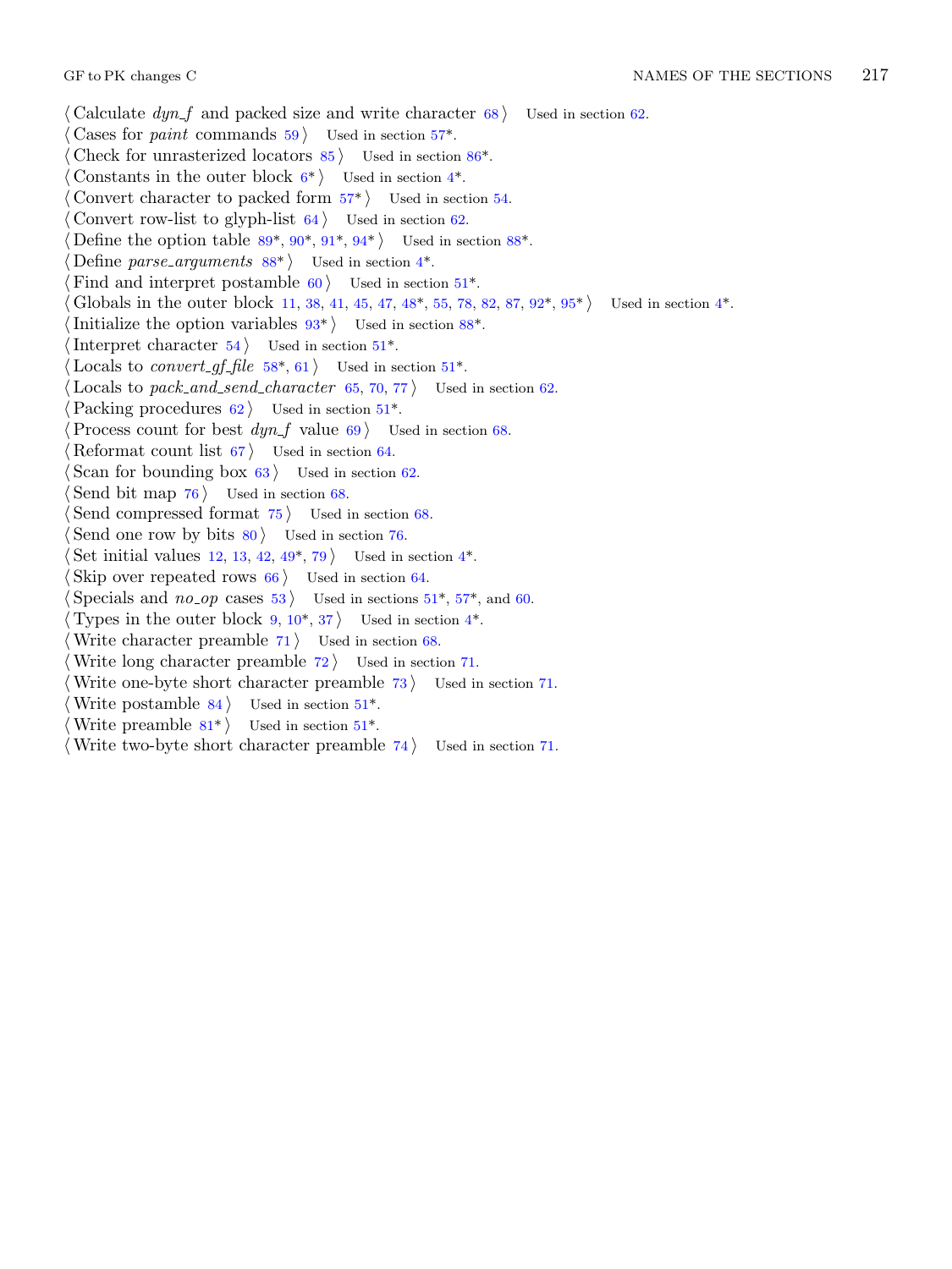⟨ Calculate *dyn_f* and packed size and write character 68 ⟩ Used in section 62.
⟨ Cases for *paint* commands 59 ⟩ Used in section 57*.
⟨ Check for unrasterized locators 85 ⟩ Used in section 86*.
⟨ Constants in the outer block 6* ⟩ Used in section 4*.
⟨ Convert character to packed form 57* ⟩ Used in section 54.
⟨ Convert row-list to glyph-list 64 ⟩ Used in section 62.
⟨ Define the option table 89*, 90*, 91*, 94* ⟩ Used in section 88*.
⟨ Define *parse_arguments* 88* ⟩ Used in section 4*.
⟨ Find and interpret postamble 60 ⟩ Used in section 51*.
⟨ Globals in the outer block 11, 38, 41, 45, 47, 48*, 55, 78, 82, 87, 92*, 95* ⟩ Used in section 4*.
⟨ Initialize the option variables 93* ⟩ Used in section 88*.
⟨ Interpret character 54 ⟩ Used in section 51*.
⟨ Locals to *convert_gf_file* 58*, 61 ⟩ Used in section 51*.
⟨ Locals to *pack_and_send_character* 65, 70, 77 ⟩ Used in section 62.
⟨ Packing procedures 62 ⟩ Used in section 51*.
⟨ Process count for best *dyn_f* value 69 ⟩ Used in section 68.
⟨ Reformat count list 67 ⟩ Used in section 64.
⟨ Scan for bounding box 63 ⟩ Used in section 62.
⟨ Send bit map 76 ⟩ Used in section 68.
⟨ Send compressed format 75 ⟩ Used in section 68.
⟨ Send one row by bits 80 ⟩ Used in section 76.
⟨ Set initial values 12, 13, 42, 49*, 79 ⟩ Used in section 4*.
⟨ Skip over repeated rows 66 ⟩ Used in section 64.
⟨ Specials and *no_op* cases 53 ⟩ Used in sections 51*, 57*, and 60.
⟨ Types in the outer block 9, 10*, 37 ⟩ Used in section 4*.
⟨ Write character preamble 71 ⟩ Used in section 68.
⟨ Write long character preamble 72 ⟩ Used in section 71.
⟨ Write one-byte short character preamble 73 ⟩ Used in section 71.
⟨ Write postamble 84 ⟩ Used in section 51*.
⟨ Write preamble 81* ⟩ Used in section 51*.
⟨ Write two-byte short character preamble 74 ⟩ Used in section 71.